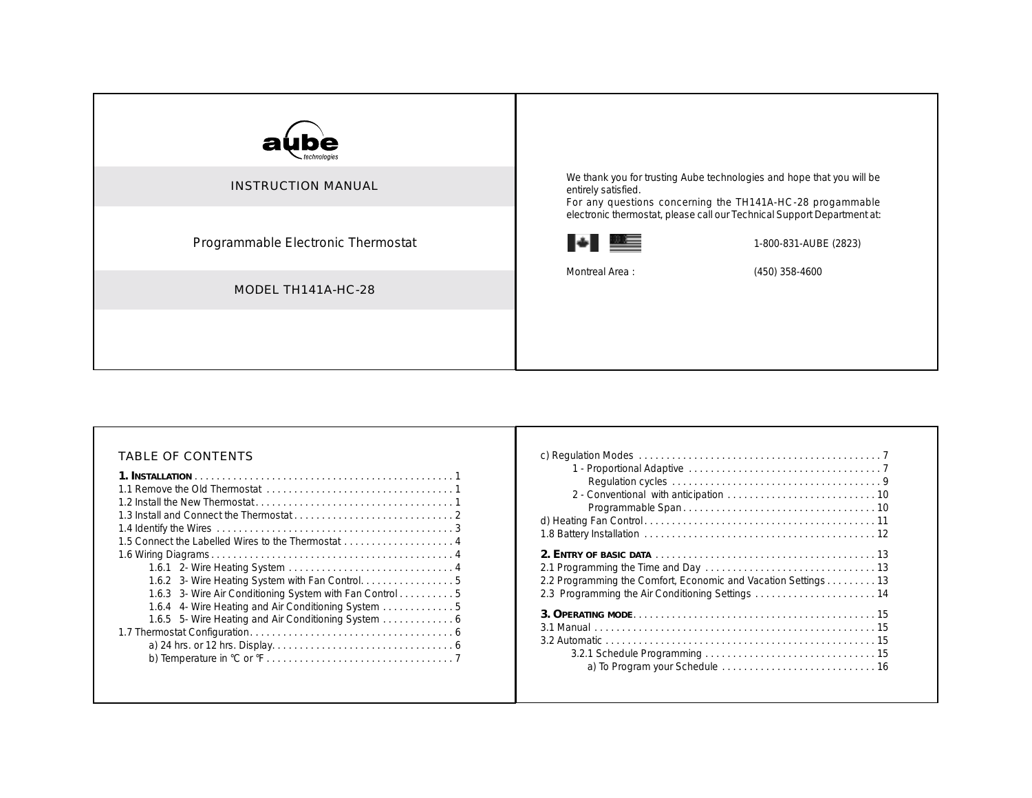aube technologies

INSTRUCTION MANUAL

# Programmable Electronic Thermostat

MODEL TH141A-HC-28

We thank you for trusting Aube technologies and hope that you will be entirely satisfied.
For any questions concerning the TH141A-HC-28 progammable electronic thermostat, please call our Technical Support Department at:

| | |
|---|---|
| Canada / USA | 1-800-831-AUBE (2823) |
| Montreal Area : | (450) 358-4600 |

## TABLE OF CONTENTS

**1. INSTALLATION** . . . . . 1
1.1 Remove the Old Thermostat . . . . . 1
1.2 Install the New Thermostat . . . . . 1
1.3 Install and Connect the Thermostat . . . . . 2
1.4 Identify the Wires . . . . . 3
1.5 Connect the Labelled Wires to the Thermostat . . . . . 4
1.6 Wiring Diagrams . . . . . 4
- 1.6.1 2- Wire Heating System . . . . . 4
- 1.6.2 3- Wire Heating System with Fan Control . . . . . 5
- 1.6.3 3- Wire Air Conditioning System with Fan Control . . . . . 5
- 1.6.4 4- Wire Heating and Air Conditioning System . . . . . 5
- 1.6.5 5- Wire Heating and Air Conditioning System . . . . . 6

1.7 Thermostat Configuration . . . . . 6
- a) 24 hrs. or 12 hrs. Display . . . . . 6
- b) Temperature in °C or °F . . . . . 7
- c) Regulation Modes . . . . . 7
  - 1 - Proportional Adaptive . . . . . 7
    - Regulation cycles . . . . . 9
  - 2 - Conventional with anticipation . . . . . 10
    - Programmable Span . . . . . 10
- d) Heating Fan Control . . . . . 11

1.8 Battery Installation . . . . . 12

**2. ENTRY OF BASIC DATA** . . . . . 13
2.1 Programming the Time and Day . . . . . 13
2.2 Programming the Comfort, Economic and Vacation Settings . . . . . 13
2.3 Programming the Air Conditioning Settings . . . . . 14

**3. OPERATING MODE** . . . . . 15
3.1 Manual . . . . . 15
3.2 Automatic . . . . . 15
- 3.2.1 Schedule Programming . . . . . 15
  - a) To Program your Schedule . . . . . 16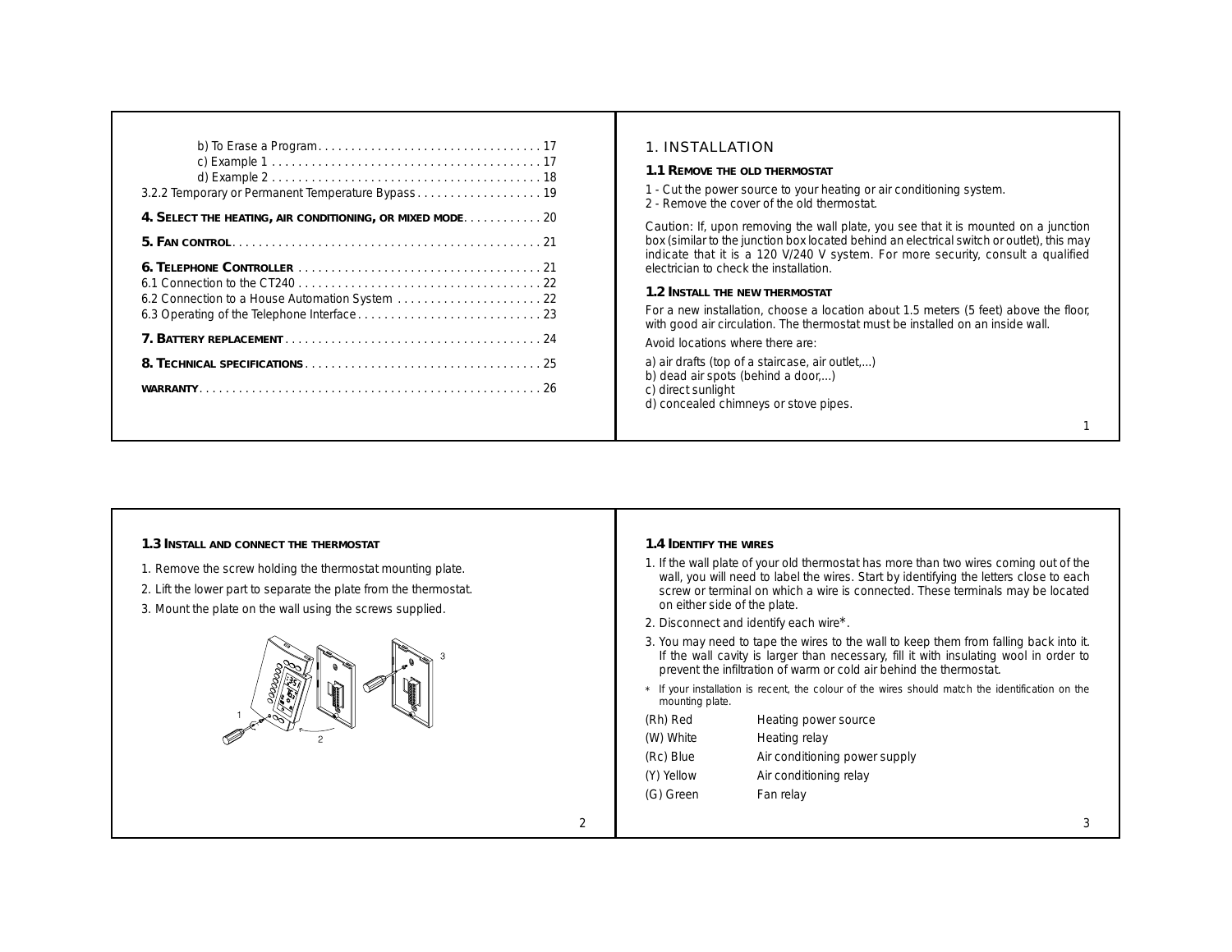b) To Erase a Program . . . . . . . . . . . . . . . . . . . . . . . . . . . . . . . . . 17
c) Example 1 . . . . . . . . . . . . . . . . . . . . . . . . . . . . . . . . . . . . . . . . 17
d) Example 2 . . . . . . . . . . . . . . . . . . . . . . . . . . . . . . . . . . . . . . . . 18
3.2.2 Temporary or Permanent Temperature Bypass . . . . . . . . . . . . . . . . . . . 19

**4. Select the heating, air conditioning, or mixed mode** . . . . . . . . . . . 20

**5. Fan control** . . . . . . . . . . . . . . . . . . . . . . . . . . . . . . . . . . . . . . . . . . . . . . 21

**6. Telephone Controller** . . . . . . . . . . . . . . . . . . . . . . . . . . . . . . . . . . . . 21
6.1 Connection to the CT240 . . . . . . . . . . . . . . . . . . . . . . . . . . . . . . . . . . . . 22
6.2 Connection to a House Automation System . . . . . . . . . . . . . . . . . . . . . . 22
6.3 Operating of the Telephone Interface . . . . . . . . . . . . . . . . . . . . . . . . . . . . 23

**7. Battery replacement** . . . . . . . . . . . . . . . . . . . . . . . . . . . . . . . . . . . . . . 24

**8. Technical specifications** . . . . . . . . . . . . . . . . . . . . . . . . . . . . . . . . . . . 25

**Warranty** . . . . . . . . . . . . . . . . . . . . . . . . . . . . . . . . . . . . . . . . . . . . . . . . . . 26

# 1. INSTALLATION

## 1.1 Remove the old thermostat

1 - Cut the power source to your heating or air conditioning system.
2 - Remove the cover of the old thermostat.

Caution: If, upon removing the wall plate, you see that it is mounted on a junction box (similar to the junction box located behind an electrical switch or outlet), this may indicate that it is a 120 V/240 V system. For more security, consult a qualified electrician to check the installation.

## 1.2 Install the new thermostat

For a new installation, choose a location about 1.5 meters (5 feet) above the floor, with good air circulation. The thermostat must be installed on an inside wall.

Avoid locations where there are:

a) air drafts (top of a staircase, air outlet,...)
b) dead air spots (behind a door,...)
c) direct sunlight
d) concealed chimneys or stove pipes.

## 1.3 Install and connect the thermostat

1. Remove the screw holding the thermostat mounting plate.
2. Lift the lower part to separate the plate from the thermostat.
3. Mount the plate on the wall using the screws supplied.

## 1.4 Identify the wires

1. If the wall plate of your old thermostat has more than two wires coming out of the wall, you will need to label the wires. Start by identifying the letters close to each screw or terminal on which a wire is connected. These terminals may be located on either side of the plate.
2. Disconnect and identify each wire*.
3. You may need to tape the wires to the wall to keep them from falling back into it. If the wall cavity is larger than necessary, fill it with insulating wool in order to prevent the infiltration of warm or cold air behind the thermostat.

\* If your installation is recent, the colour of the wires should match the identification on the mounting plate.

| | |
|---|---|
| (Rh) Red | Heating power source |
| (W) White | Heating relay |
| (Rc) Blue | Air conditioning power supply |
| (Y) Yellow | Air conditioning relay |
| (G) Green | Fan relay |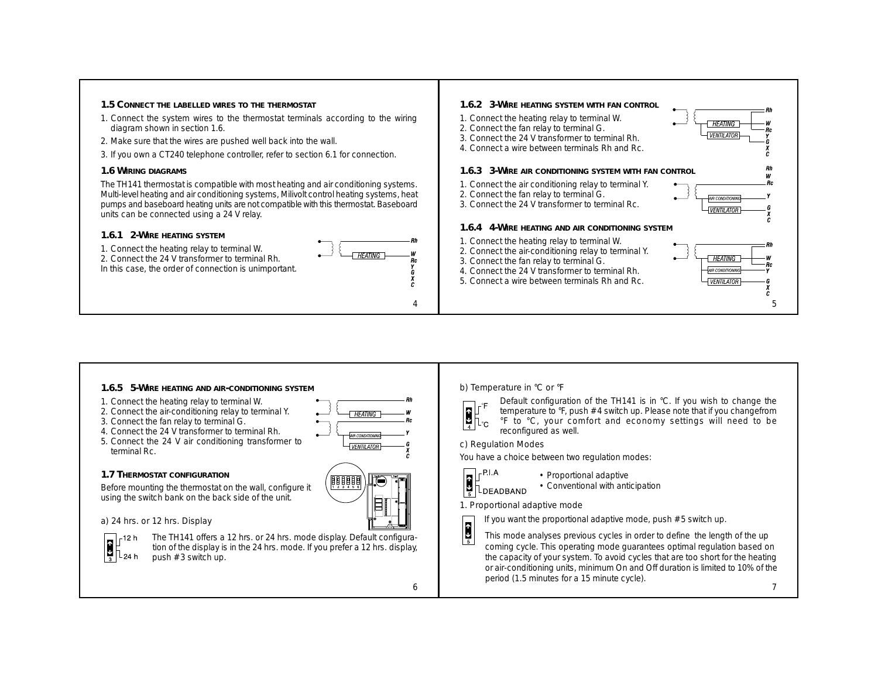### 1.5 Connect the labelled wires to the thermostat

1. Connect the system wires to the thermostat terminals according to the wiring diagram shown in section 1.6.
2. Make sure that the wires are pushed well back into the wall.
3. If you own a CT240 telephone controller, refer to section 6.1 for connection.

### 1.6 Wiring diagrams

The TH141 thermostat is compatible with most heating and air conditioning systems. Multi-level heating and air conditioning systems, Milivolt control heating systems, heat pumps and baseboard heating units are not compatible with this thermostat. Baseboard units can be connected using a 24 V relay.

#### 1.6.1 2-Wire heating system

1. Connect the heating relay to terminal W.
2. Connect the 24 V transformer to terminal Rh.

In this case, the order of connection is unimportant.

#### 1.6.2 3-Wire heating system with fan control

1. Connect the heating relay to terminal W.
2. Connect the fan relay to terminal G.
3. Connect the 24 V transformer to terminal Rh.
4. Connect a wire between terminals Rh and Rc.

#### 1.6.3 3-Wire air conditioning system with fan control

1. Connect the air conditioning relay to terminal Y.
2. Connect the fan relay to terminal G.
3. Connect the 24 V transformer to terminal Rc.

#### 1.6.4 4-Wire heating and air conditioning system

1. Connect the heating relay to terminal W.
2. Connect the air-conditioning relay to terminal Y.
3. Connect the fan relay to terminal G.
4. Connect the 24 V transformer to terminal Rh.
5. Connect a wire between terminals Rh and Rc.

#### 1.6.5 5-Wire heating and air-conditioning system

1. Connect the heating relay to terminal W.
2. Connect the air-conditioning relay to terminal Y.
3. Connect the fan relay to terminal G.
4. Connect the 24 V transformer to terminal Rh.
5. Connect the 24 V air conditioning transformer to terminal Rc.

### 1.7 Thermostat configuration

Before mounting the thermostat on the wall, configure it using the switch bank on the back side of the unit.

a) 24 hrs. or 12 hrs. Display

The TH141 offers a 12 hrs. or 24 hrs. mode display. Default configuration of the display is in the 24 hrs. mode. If you prefer a 12 hrs. display, push #3 switch up.

b) Temperature in °C or °F

Default configuration of the TH141 is in °C. If you wish to change the temperature to °F, push #4 switch up. Please note that if you changefrom °F to °C, your comfort and economy settings will need to be reconfigured as well.

c) Regulation Modes

You have a choice between two regulation modes:

- Proportional adaptive
- Conventional with anticipation

1. Proportional adaptive mode

If you want the proportional adaptive mode, push #5 switch up.

This mode analyses previous cycles in order to define the length of the up coming cycle. This operating mode guarantees optimal regulation based on the capacity of your system. To avoid cycles that are too short for the heating or air-conditioning units, minimum On and Off duration is limited to 10% of the period (1.5 minutes for a 15 minute cycle).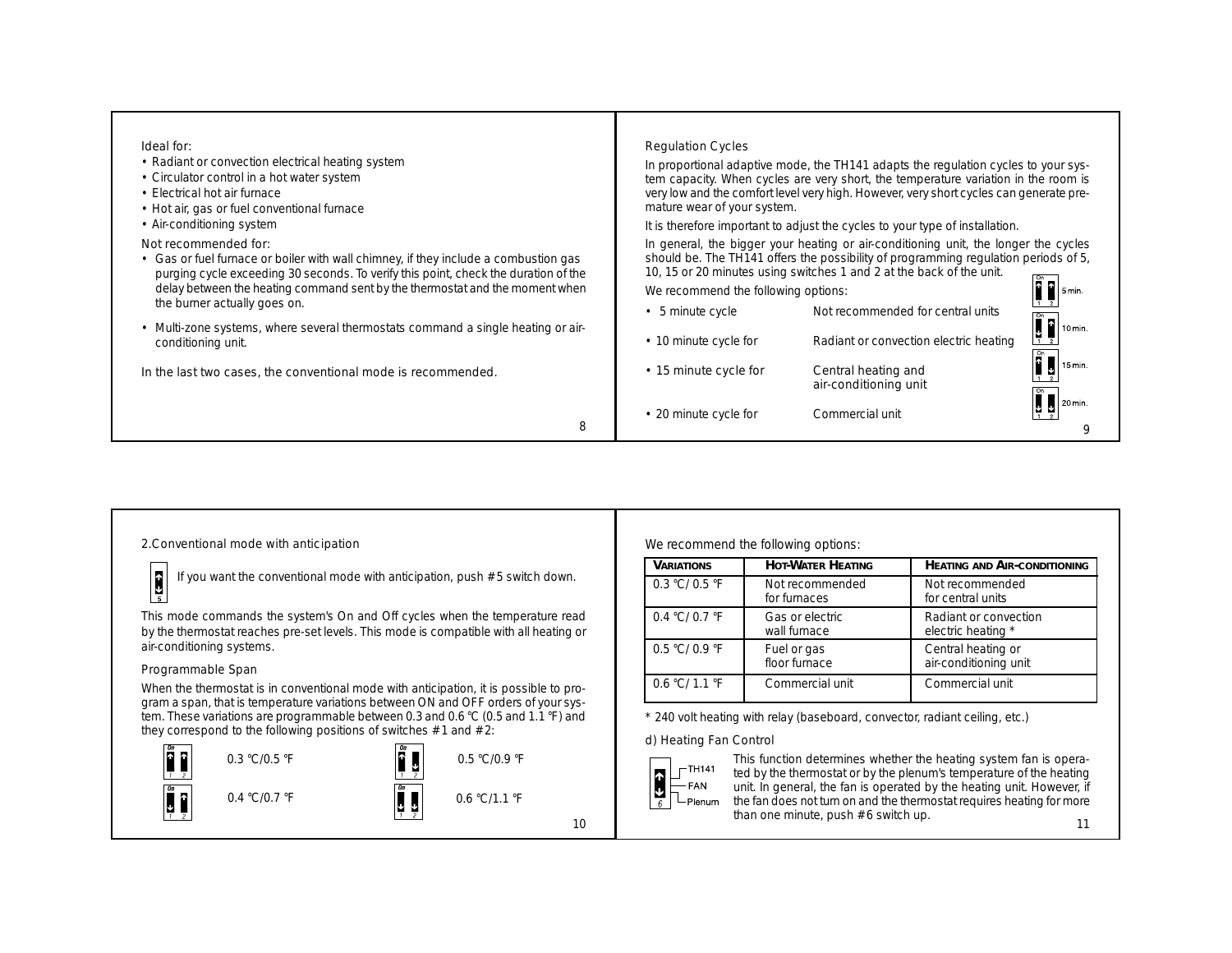Ideal for:

- Radiant or convection electrical heating system
- Circulator control in a hot water system
- Electrical hot air furnace
- Hot air, gas or fuel conventional furnace
- Air-conditioning system

Not recommended for:

- Gas or fuel furnace or boiler with wall chimney, if they include a combustion gas purging cycle exceeding 30 seconds. To verify this point, check the duration of the delay between the heating command sent by the thermostat and the moment when the burner actually goes on.
- Multi-zone systems, where several thermostats command a single heating or air-conditioning unit.

In the last two cases, the conventional mode is recommended.

Regulation Cycles

In proportional adaptive mode, the TH141 adapts the regulation cycles to your system capacity. When cycles are very short, the temperature variation in the room is very low and the comfort level very high. However, very short cycles can generate premature wear of your system.

It is therefore important to adjust the cycles to your type of installation.

In general, the bigger your heating or air-conditioning unit, the longer the cycles should be. The TH141 offers the possibility of programming regulation periods of 5, 10, 15 or 20 minutes using switches 1 and 2 at the back of the unit.

We recommend the following options:

- 5 minute cycle — Not recommended for central units — (switches 1 up, 2 up: 5 min.)
- 10 minute cycle for — Radiant or convection electric heating — (switches 1 down, 2 up: 10 min.)
- 15 minute cycle for — Central heating and air-conditioning unit — (switches 1 up, 2 down: 15 min.)
- 20 minute cycle for — Commercial unit — (switches 1 down, 2 down: 20 min.)

2.Conventional mode with anticipation

If you want the conventional mode with anticipation, push #5 switch down.

This mode commands the system's On and Off cycles when the temperature read by the thermostat reaches pre-set levels. This mode is compatible with all heating or air-conditioning systems.

Programmable Span

When the thermostat is in conventional mode with anticipation, it is possible to program a span, that is temperature variations between ON and OFF orders of your system. These variations are programmable between 0.3 and 0.6 °C (0.5 and 1.1 °F) and they correspond to the following positions of switches #1 and #2:

| Switches #1 / #2 | Span |
|---|---|
| Up / Up | 0.3 °C/0.5 °F |
| Down / Up | 0.4 °C/0.7 °F |
| Up / Down | 0.5 °C/0.9 °F |
| Down / Down | 0.6 °C/1.1 °F |

We recommend the following options:

| VARIATIONS | HOT-WATER HEATING | HEATING AND AIR-CONDITIONING |
|---|---|---|
| 0.3 °C/ 0.5 °F | Not recommended for furnaces | Not recommended for central units |
| 0.4 °C/ 0.7 °F | Gas or electric wall furnace | Radiant or convection electric heating * |
| 0.5 °C/ 0.9 °F | Fuel or gas floor furnace | Central heating or air-conditioning unit |
| 0.6 °C/ 1.1 °F | Commercial unit | Commercial unit |

* 240 volt heating with relay (baseboard, convector, radiant ceiling, etc.)

d) Heating Fan Control

(Switch #6: up = TH141 FAN; down = Plenum)

This function determines whether the heating system fan is operated by the thermostat or by the plenum's temperature of the heating unit. In general, the fan is operated by the heating unit. However, if the fan does not turn on and the thermostat requires heating for more than one minute, push #6 switch up.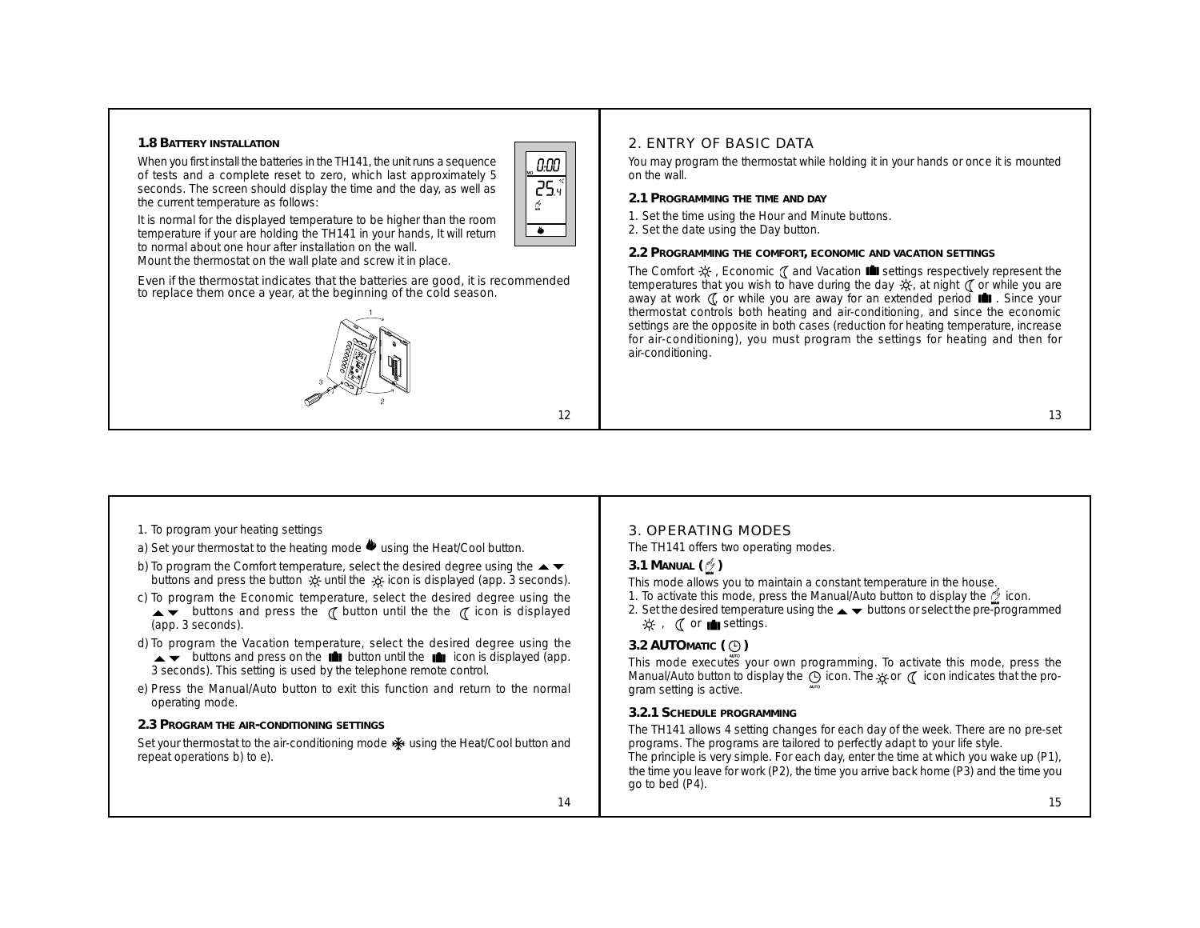### 1.8 Battery installation

When you first install the batteries in the TH141, the unit runs a sequence of tests and a complete reset to zero, which last approximately 5 seconds. The screen should display the time and the day, as well as the current temperature as follows:

It is normal for the displayed temperature to be higher than the room temperature if your are holding the TH141 in your hands, It will return to normal about one hour after installation on the wall.
Mount the thermostat on the wall plate and screw it in place.

Even if the thermostat indicates that the batteries are good, it is recommended to replace them once a year, at the beginning of the cold season.

## 2. ENTRY OF BASIC DATA

You may program the thermostat while holding it in your hands or once it is mounted on the wall.

### 2.1 Programming the time and day

1. Set the time using the Hour and Minute buttons.
2. Set the date using the Day button.

### 2.2 Programming the comfort, economic and vacation settings

The Comfort ☼ , Economic ☾ and Vacation settings respectively represent the temperatures that you wish to have during the day ☼, at night ☾ or while you are away at work ☾ or while you are away for an extended period . Since your thermostat controls both heating and air-conditioning, and since the economic settings are the opposite in both cases (reduction for heating temperature, increase for air-conditioning), you must program the settings for heating and then for air-conditioning.

1. To program your heating settings

a) Set your thermostat to the heating mode using the Heat/Cool button.

b) To program the Comfort temperature, select the desired degree using the ▲▼ buttons and press the button ☼ until the ☼ icon is displayed (app. 3 seconds).

c) To program the Economic temperature, select the desired degree using the ▲▼ buttons and press the ☾ button until the the ☾ icon is displayed (app. 3 seconds).

d) To program the Vacation temperature, select the desired degree using the ▲▼ buttons and press on the button until the icon is displayed (app. 3 seconds). This setting is used by the telephone remote control.

e) Press the Manual/Auto button to exit this function and return to the normal operating mode.

### 2.3 Program the air-conditioning settings

Set your thermostat to the air-conditioning mode using the Heat/Cool button and repeat operations b) to e).

## 3. OPERATING MODES

The TH141 offers two operating modes.

### 3.1 Manual ( )

This mode allows you to maintain a constant temperature in the house.

1. To activate this mode, press the Manual/Auto button to display the icon.
2. Set the desired temperature using the ▲▼ buttons or select the pre-programmed ☼ , ☾ or settings.

### 3.2 Automatic ( )

This mode executes your own programming. To activate this mode, press the Manual/Auto button to display the icon. The ☼ or ☾ icon indicates that the program setting is active.

#### 3.2.1 Schedule programming

The TH141 allows 4 setting changes for each day of the week. There are no pre-set programs. The programs are tailored to perfectly adapt to your life style.
The principle is very simple. For each day, enter the time at which you wake up (P1), the time you leave for work (P2), the time you arrive back home (P3) and the time you go to bed (P4).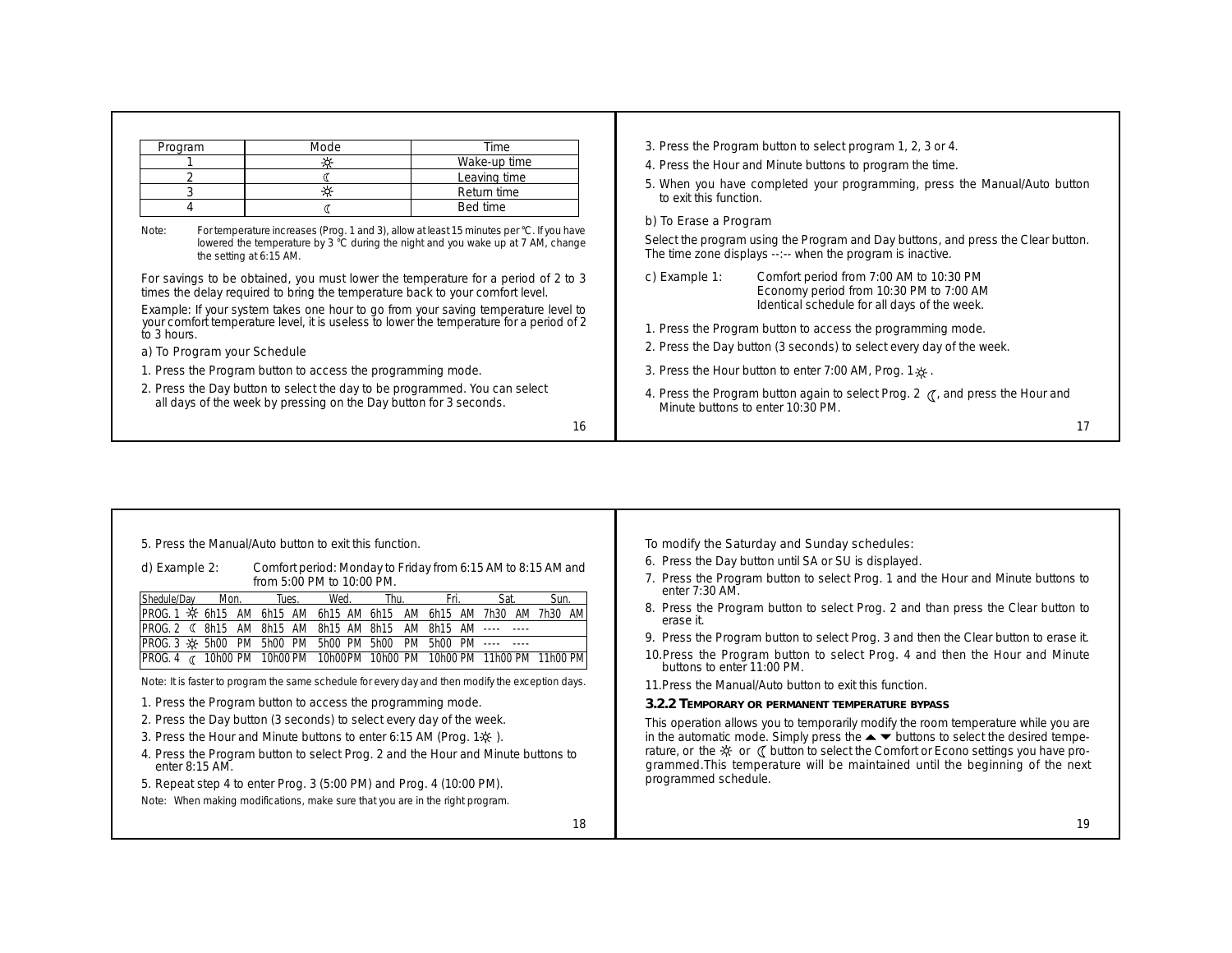| Program | Mode | Time |
|---|---|---|
| 1 | ☼ | Wake-up time |
| 2 | ☾ | Leaving time |
| 3 | ☼ | Return time |
| 4 | ☾ | Bed time |

Note: For temperature increases (Prog. 1 and 3), allow at least 15 minutes per °C. If you have lowered the temperature by 3 °C during the night and you wake up at 7 AM, change the setting at 6:15 AM.

For savings to be obtained, you must lower the temperature for a period of 2 to 3 times the delay required to bring the temperature back to your comfort level.

Example: If your system takes one hour to go from your saving temperature level to your comfort temperature level, it is useless to lower the temperature for a period of 2 to 3 hours.

a) To Program your Schedule

1. Press the Program button to access the programming mode.
2. Press the Day button to select the day to be programmed. You can select all days of the week by pressing on the Day button for 3 seconds.
3. Press the Program button to select program 1, 2, 3 or 4.
4. Press the Hour and Minute buttons to program the time.
5. When you have completed your programming, press the Manual/Auto button to exit this function.

b) To Erase a Program

Select the program using the Program and Day buttons, and press the Clear button. The time zone displays --:-- when the program is inactive.

c) Example 1: Comfort period from 7:00 AM to 10:30 PM
Economy period from 10:30 PM to 7:00 AM
Identical schedule for all days of the week.

1. Press the Program button to access the programming mode.
2. Press the Day button (3 seconds) to select every day of the week.
3. Press the Hour button to enter 7:00 AM, Prog. 1 ☼.
4. Press the Program button again to select Prog. 2 ☾, and press the Hour and Minute buttons to enter 10:30 PM.
5. Press the Manual/Auto button to exit this function.

d) Example 2: Comfort period: Monday to Friday from 6:15 AM to 8:15 AM and from 5:00 PM to 10:00 PM.

| Shedule/Day | Mon. | Tues. | Wed. | Thu. | Fri. | Sat. | Sun. |
|---|---|---|---|---|---|---|---|
| PROG. 1 ☼ | 6h15 AM | 6h15 AM | 6h15 AM | 6h15 AM | 6h15 AM | 7h30 AM | 7h30 AM |
| PROG. 2 ☾ | 8h15 AM | 8h15 AM | 8h15 AM | 8h15 AM | 8h15 AM | ---- | ---- |
| PROG. 3 ☼ | 5h00 PM | 5h00 PM | 5h00 PM | 5h00 PM | 5h00 PM | ---- | ---- |
| PROG. 4 ☾ | 10h00 PM | 10h00 PM | 10h00 PM | 10h00 PM | 10h00 PM | 11h00 PM | 11h00 PM |

Note: It is faster to program the same schedule for every day and then modify the exception days.

1. Press the Program button to access the programming mode.
2. Press the Day button (3 seconds) to select every day of the week.
3. Press the Hour and Minute buttons to enter 6:15 AM (Prog. 1 ☼ ).
4. Press the Program button to select Prog. 2 and the Hour and Minute buttons to enter 8:15 AM.
5. Repeat step 4 to enter Prog. 3 (5:00 PM) and Prog. 4 (10:00 PM).

Note: When making modifications, make sure that you are in the right program.

To modify the Saturday and Sunday schedules:

6. Press the Day button until SA or SU is displayed.
7. Press the Program button to select Prog. 1 and the Hour and Minute buttons to enter 7:30 AM.
8. Press the Program button to select Prog. 2 and than press the Clear button to erase it.
9. Press the Program button to select Prog. 3 and then the Clear button to erase it.
10. Press the Program button to select Prog. 4 and then the Hour and Minute buttons to enter 11:00 PM.
11. Press the Manual/Auto button to exit this function.

### 3.2.2 Temporary or permanent temperature bypass

This operation allows you to temporarily modify the room temperature while you are in the automatic mode. Simply press the ▲▼ buttons to select the desired temperature, or the ☼ or ☾ button to select the Comfort or Econo settings you have programmed.This temperature will be maintained until the beginning of the next programmed schedule.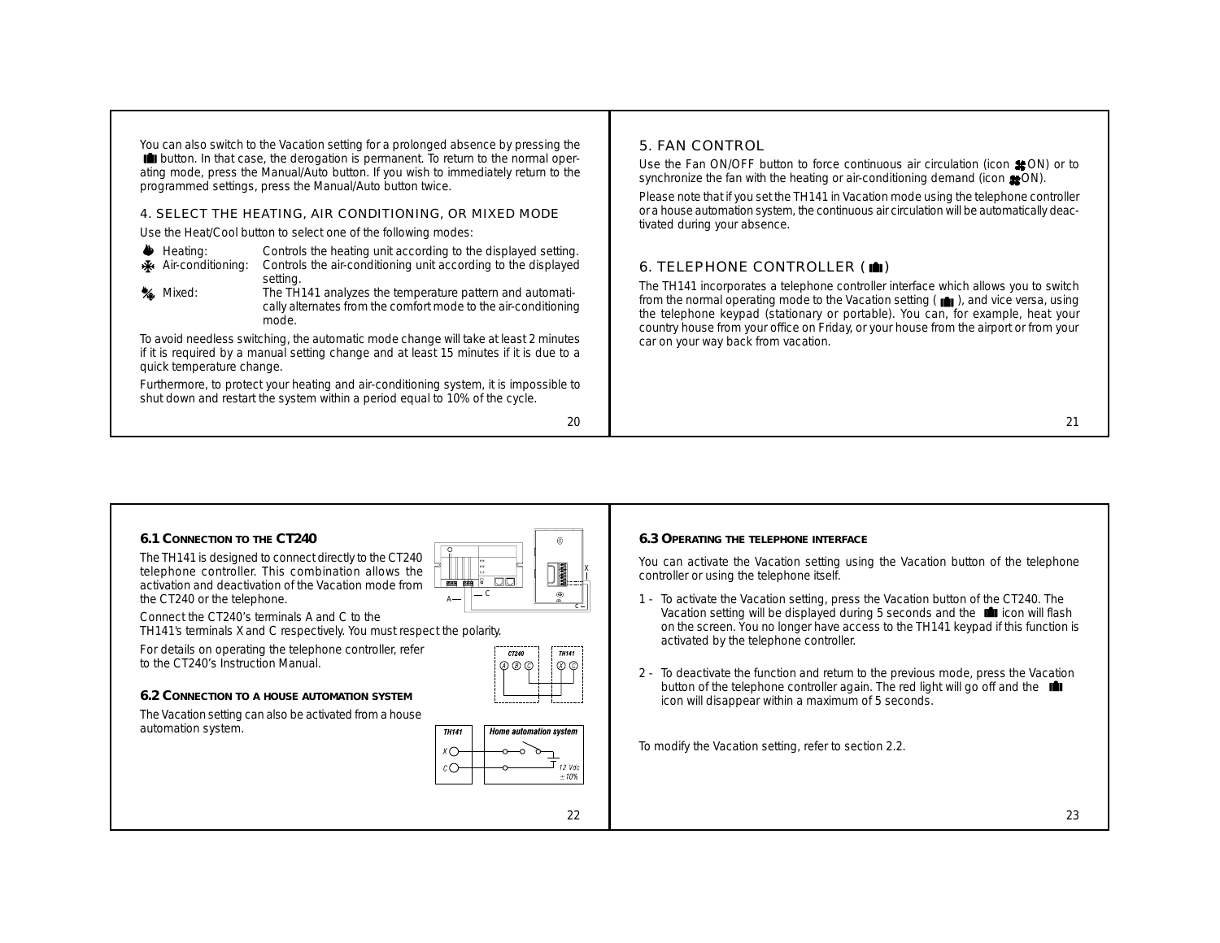You can also switch to the Vacation setting for a prolonged absence by pressing the button. In that case, the derogation is permanent. To return to the normal operating mode, press the Manual/Auto button. If you wish to immediately return to the programmed settings, press the Manual/Auto button twice.

## 4. SELECT THE HEATING, AIR CONDITIONING, OR MIXED MODE

Use the Heat/Cool button to select one of the following modes:

- Heating: Controls the heating unit according to the displayed setting.
- Air-conditioning: Controls the air-conditioning unit according to the displayed setting.
- Mixed: The TH141 analyzes the temperature pattern and automatically alternates from the comfort mode to the air-conditioning mode.

To avoid needless switching, the automatic mode change will take at least 2 minutes if it is required by a manual setting change and at least 15 minutes if it is due to a quick temperature change.

Furthermore, to protect your heating and air-conditioning system, it is impossible to shut down and restart the system within a period equal to 10% of the cycle.

## 5. FAN CONTROL

Use the Fan ON/OFF button to force continuous air circulation (icon ON) or to synchronize the fan with the heating or air-conditioning demand (icon ON).

Please note that if you set the TH141 in Vacation mode using the telephone controller or a house automation system, the continuous air circulation will be automatically deactivated during your absence.

## 6. TELEPHONE CONTROLLER ( )

The TH141 incorporates a telephone controller interface which allows you to switch from the normal operating mode to the Vacation setting ( ), and vice versa, using the telephone keypad (stationary or portable). You can, for example, heat your country house from your office on Friday, or your house from the airport or from your car on your way back from vacation.

### 6.1 Connection to the CT240

The TH141 is designed to connect directly to the CT240 telephone controller. This combination allows the activation and deactivation of the Vacation mode from the CT240 or the telephone.

Connect the CT240's terminals A and C to the TH141's terminals X and C respectively. You must respect the polarity.

For details on operating the telephone controller, refer to the CT240's Instruction Manual.

### 6.2 Connection to a house automation system

The Vacation setting can also be activated from a house automation system.

### 6.3 Operating the telephone interface

You can activate the Vacation setting using the Vacation button of the telephone controller or using the telephone itself.

1 - To activate the Vacation setting, press the Vacation button of the CT240. The Vacation setting will be displayed during 5 seconds and the icon will flash on the screen. You no longer have access to the TH141 keypad if this function is activated by the telephone controller.

2 - To deactivate the function and return to the previous mode, press the Vacation button of the telephone controller again. The red light will go off and the icon will disappear within a maximum of 5 seconds.

To modify the Vacation setting, refer to section 2.2.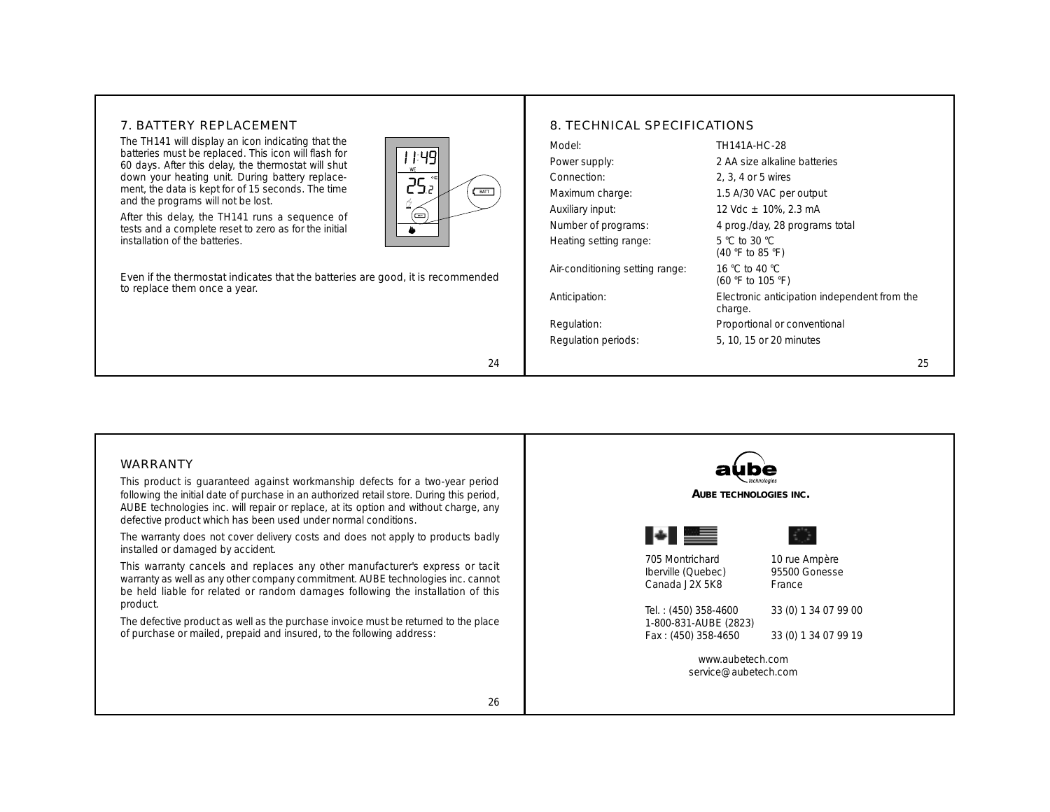## 7. BATTERY REPLACEMENT

The TH141 will display an icon indicating that the batteries must be replaced. This icon will flash for 60 days. After this delay, the thermostat will shut down your heating unit. During battery replacement, the data is kept for of 15 seconds. The time and the programs will not be lost.

After this delay, the TH141 runs a sequence of tests and a complete reset to zero as for the initial installation of the batteries.

Even if the thermostat indicates that the batteries are good, it is recommended to replace them once a year.

## 8. TECHNICAL SPECIFICATIONS

| | |
|---|---|
| Model: | TH141A-HC-28 |
| Power supply: | 2 AA size alkaline batteries |
| Connection: | 2, 3, 4 or 5 wires |
| Maximum charge: | 1.5 A/30 VAC per output |
| Auxiliary input: | 12 Vdc ± 10%, 2.3 mA |
| Number of programs: | 4 prog./day, 28 programs total |
| Heating setting range: | 5 °C to 30 °C (40 °F to 85 °F) |
| Air-conditioning setting range: | 16 °C to 40 °C (60 °F to 105 °F) |
| Anticipation: | Electronic anticipation independent from the charge. |
| Regulation: | Proportional or conventional |
| Regulation periods: | 5, 10, 15 or 20 minutes |

## WARRANTY

This product is guaranteed against workmanship defects for a two-year period following the initial date of purchase in an authorized retail store. During this period, AUBE technologies inc. will repair or replace, at its option and without charge, any defective product which has been used under normal conditions.

The warranty does not cover delivery costs and does not apply to products badly installed or damaged by accident.

This warranty cancels and replaces any other manufacturer's express or tacit warranty as well as any other company commitment. AUBE technologies inc. cannot be held liable for related or random damages following the installation of this product.

The defective product as well as the purchase invoice must be returned to the place of purchase or mailed, prepaid and insured, to the following address:

aube technologies

**AUBE TECHNOLOGIES INC.**

| | |
|---|---|
| 705 Montrichard | 10 rue Ampère |
| Iberville (Quebec) | 95500 Gonesse |
| Canada J2X 5K8 | France |
| Tel. : (450) 358-4600 | 33 (0) 1 34 07 99 00 |
| 1-800-831-AUBE (2823) | |
| Fax : (450) 358-4650 | 33 (0) 1 34 07 99 19 |

www.aubetech.com
service@aubetech.com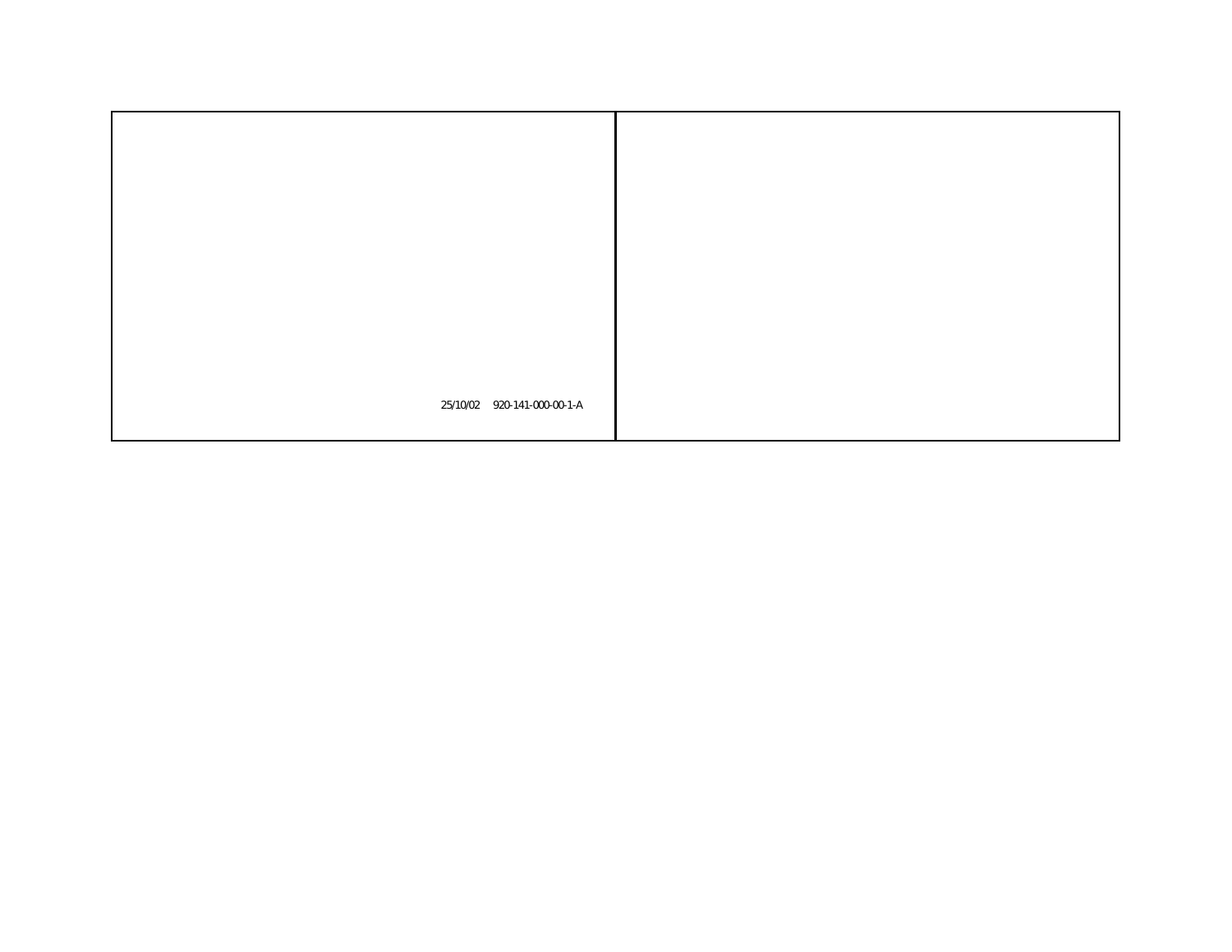25/10/02 920-141-000-00-1-A